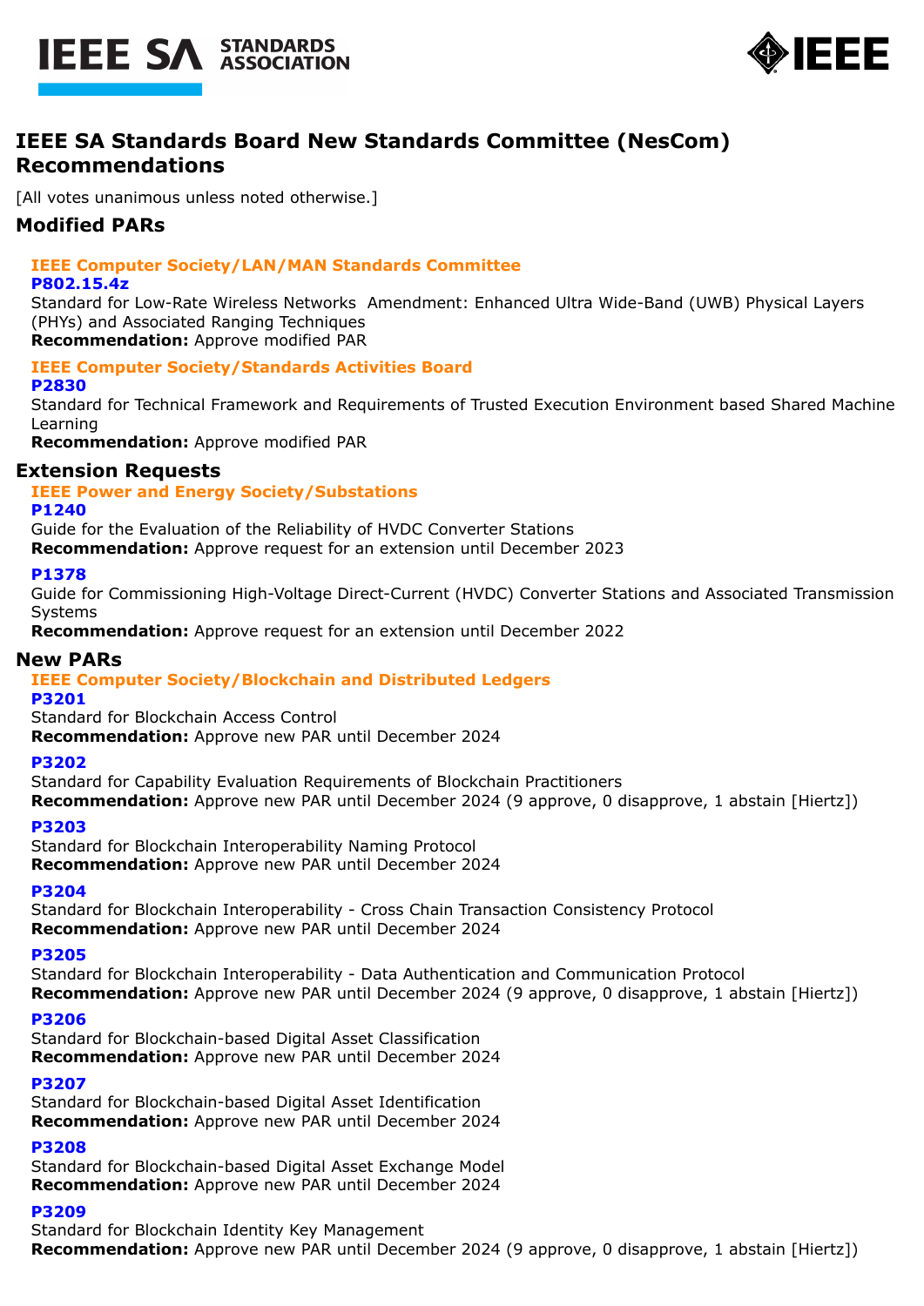# IEEE SA Standards Board New Standards Committee (NesCom) Recommendations

[All votes unanimous unless noted otherwise.]

## Modified PARs

### IEEE Computer Society/LAN/MAN Standards Committee

**P802.15.4z**

Standard for Low-Rate Wireless Networks Amendment: Enhanced Ultra Wide-Band (UWB) Physical Layers (PHYs) and Associated Ranging Techniques

**Recommendation:** Approve modified PAR

### IEEE Computer Society/Standards Activities Board

**P2830**

Standard for Technical Framework and Requirements of Trusted Execution Environment based Shared Machine Learning

**Recommendation:** Approve modified PAR

## Extension Requests

### IEEE Power and Energy Society/Substations

**P1240**

Guide for the Evaluation of the Reliability of HVDC Converter Stations

**Recommendation:** Approve request for an extension until December 2023

**P1378**

Guide for Commissioning High-Voltage Direct-Current (HVDC) Converter Stations and Associated Transmission Systems

**Recommendation:** Approve request for an extension until December 2022

## New PARs

### IEEE Computer Society/Blockchain and Distributed Ledgers

**P3201**

Standard for Blockchain Access Control

**Recommendation:** Approve new PAR until December 2024

**P3202**

Standard for Capability Evaluation Requirements of Blockchain Practitioners

**Recommendation:** Approve new PAR until December 2024 (9 approve, 0 disapprove, 1 abstain [Hiertz])

**P3203**

Standard for Blockchain Interoperability Naming Protocol

**Recommendation:** Approve new PAR until December 2024

**P3204**

Standard for Blockchain Interoperability - Cross Chain Transaction Consistency Protocol

**Recommendation:** Approve new PAR until December 2024

**P3205**

Standard for Blockchain Interoperability - Data Authentication and Communication Protocol

**Recommendation:** Approve new PAR until December 2024 (9 approve, 0 disapprove, 1 abstain [Hiertz])

**P3206**

Standard for Blockchain-based Digital Asset Classification

**Recommendation:** Approve new PAR until December 2024

**P3207**

Standard for Blockchain-based Digital Asset Identification

**Recommendation:** Approve new PAR until December 2024

**P3208**

Standard for Blockchain-based Digital Asset Exchange Model

**Recommendation:** Approve new PAR until December 2024

**P3209**

Standard for Blockchain Identity Key Management

**Recommendation:** Approve new PAR until December 2024 (9 approve, 0 disapprove, 1 abstain [Hiertz])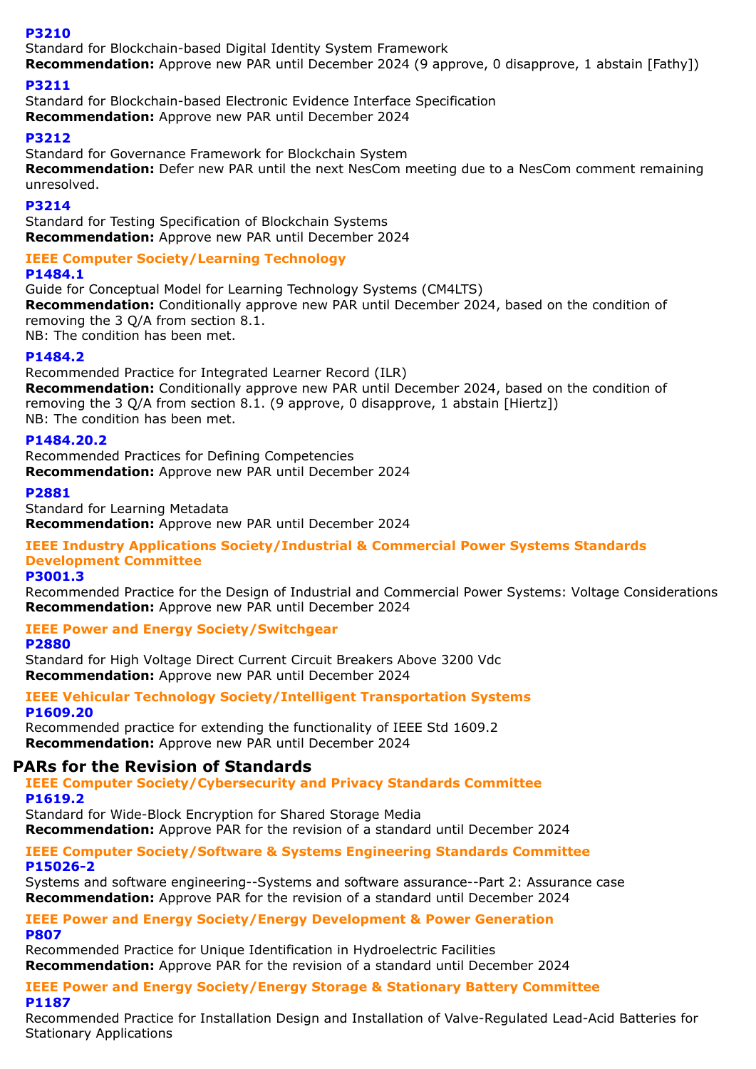**P3210**
Standard for Blockchain-based Digital Identity System Framework
**Recommendation:** Approve new PAR until December 2024 (9 approve, 0 disapprove, 1 abstain [Fathy])

**P3211**
Standard for Blockchain-based Electronic Evidence Interface Specification
**Recommendation:** Approve new PAR until December 2024

**P3212**
Standard for Governance Framework for Blockchain System
**Recommendation:** Defer new PAR until the next NesCom meeting due to a NesCom comment remaining unresolved.

**P3214**
Standard for Testing Specification of Blockchain Systems
**Recommendation:** Approve new PAR until December 2024

### IEEE Computer Society/Learning Technology

**P1484.1**
Guide for Conceptual Model for Learning Technology Systems (CM4LTS)
**Recommendation:** Conditionally approve new PAR until December 2024, based on the condition of removing the 3 Q/A from section 8.1.
NB: The condition has been met.

**P1484.2**
Recommended Practice for Integrated Learner Record (ILR)
**Recommendation:** Conditionally approve new PAR until December 2024, based on the condition of removing the 3 Q/A from section 8.1. (9 approve, 0 disapprove, 1 abstain [Hiertz])
NB: The condition has been met.

**P1484.20.2**
Recommended Practices for Defining Competencies
**Recommendation:** Approve new PAR until December 2024

**P2881**
Standard for Learning Metadata
**Recommendation:** Approve new PAR until December 2024

### IEEE Industry Applications Society/Industrial & Commercial Power Systems Standards Development Committee

**P3001.3**
Recommended Practice for the Design of Industrial and Commercial Power Systems: Voltage Considerations
**Recommendation:** Approve new PAR until December 2024

### IEEE Power and Energy Society/Switchgear

**P2880**
Standard for High Voltage Direct Current Circuit Breakers Above 3200 Vdc
**Recommendation:** Approve new PAR until December 2024

### IEEE Vehicular Technology Society/Intelligent Transportation Systems

**P1609.20**
Recommended practice for extending the functionality of IEEE Std 1609.2
**Recommendation:** Approve new PAR until December 2024

## PARs for the Revision of Standards

### IEEE Computer Society/Cybersecurity and Privacy Standards Committee

**P1619.2**
Standard for Wide-Block Encryption for Shared Storage Media
**Recommendation:** Approve PAR for the revision of a standard until December 2024

### IEEE Computer Society/Software & Systems Engineering Standards Committee

**P15026-2**
Systems and software engineering--Systems and software assurance--Part 2: Assurance case
**Recommendation:** Approve PAR for the revision of a standard until December 2024

### IEEE Power and Energy Society/Energy Development & Power Generation

**P807**
Recommended Practice for Unique Identification in Hydroelectric Facilities
**Recommendation:** Approve PAR for the revision of a standard until December 2024

### IEEE Power and Energy Society/Energy Storage & Stationary Battery Committee

**P1187**
Recommended Practice for Installation Design and Installation of Valve-Regulated Lead-Acid Batteries for Stationary Applications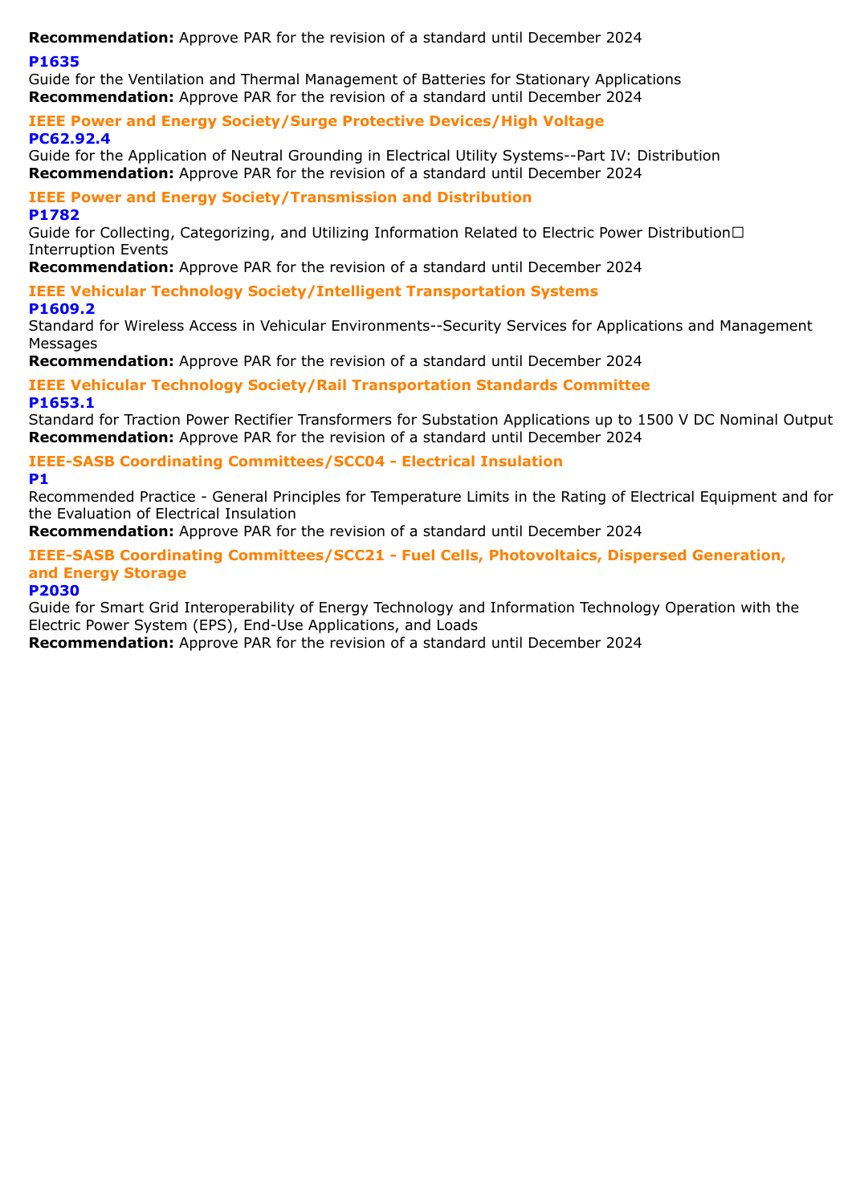**Recommendation:** Approve PAR for the revision of a standard until December 2024

**P1635**
Guide for the Ventilation and Thermal Management of Batteries for Stationary Applications
**Recommendation:** Approve PAR for the revision of a standard until December 2024

### IEEE Power and Energy Society/Surge Protective Devices/High Voltage

**PC62.92.4**
Guide for the Application of Neutral Grounding in Electrical Utility Systems--Part IV: Distribution
**Recommendation:** Approve PAR for the revision of a standard until December 2024

### IEEE Power and Energy Society/Transmission and Distribution

**P1782**
Guide for Collecting, Categorizing, and Utilizing Information Related to Electric Power Distribution Interruption Events
**Recommendation:** Approve PAR for the revision of a standard until December 2024

### IEEE Vehicular Technology Society/Intelligent Transportation Systems

**P1609.2**
Standard for Wireless Access in Vehicular Environments--Security Services for Applications and Management Messages
**Recommendation:** Approve PAR for the revision of a standard until December 2024

### IEEE Vehicular Technology Society/Rail Transportation Standards Committee

**P1653.1**
Standard for Traction Power Rectifier Transformers for Substation Applications up to 1500 V DC Nominal Output
**Recommendation:** Approve PAR for the revision of a standard until December 2024

### IEEE-SASB Coordinating Committees/SCC04 - Electrical Insulation

**P1**
Recommended Practice - General Principles for Temperature Limits in the Rating of Electrical Equipment and for the Evaluation of Electrical Insulation
**Recommendation:** Approve PAR for the revision of a standard until December 2024

### IEEE-SASB Coordinating Committees/SCC21 - Fuel Cells, Photovoltaics, Dispersed Generation, and Energy Storage

**P2030**
Guide for Smart Grid Interoperability of Energy Technology and Information Technology Operation with the Electric Power System (EPS), End-Use Applications, and Loads
**Recommendation:** Approve PAR for the revision of a standard until December 2024